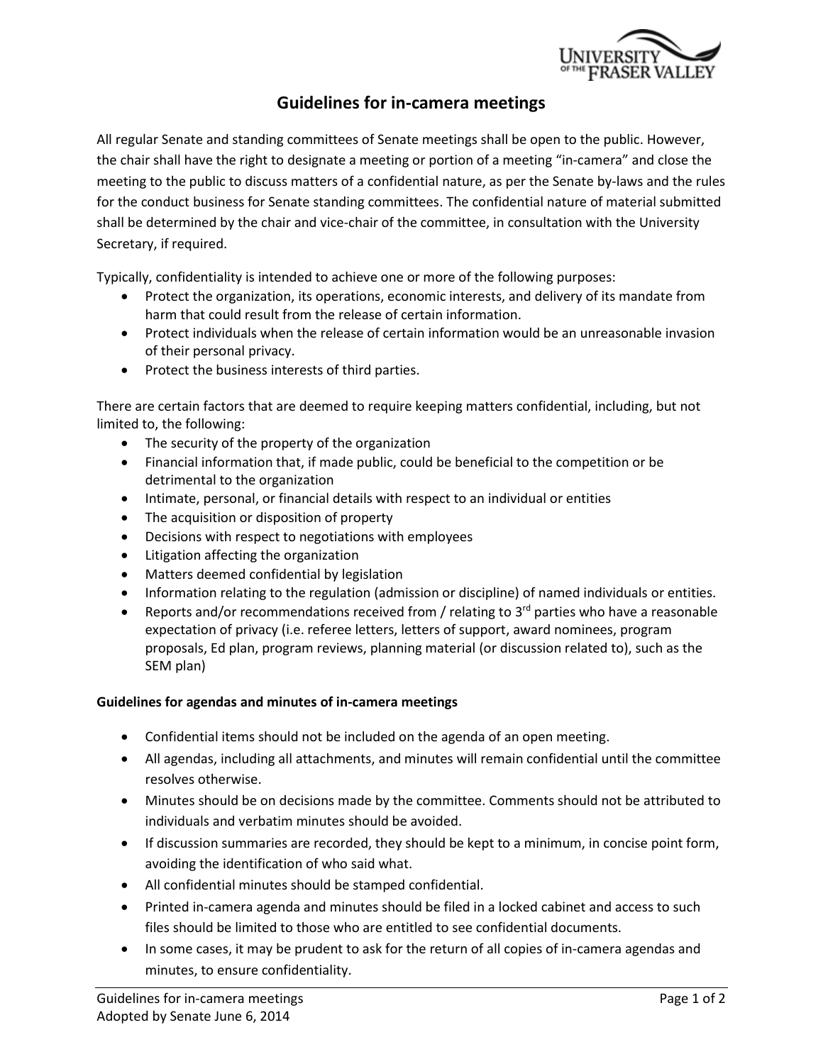# Guidelines for in-camera meetings

All regular Senate and standing committees of Senate meetings shall be open to the public. However, the chair shall have the right to designate a meeting or portion of a meeting "in-camera" and close the meeting to the public to discuss matters of a confidential nature, as per the Senate by-laws and the rules for the conduct business for Senate standing committees. The confidential nature of material submitted shall be determined by the chair and vice-chair of the committee, in consultation with the University Secretary, if required.

Typically, confidentiality is intended to achieve one or more of the following purposes:

- Protect the organization, its operations, economic interests, and delivery of its mandate from harm that could result from the release of certain information.
- Protect individuals when the release of certain information would be an unreasonable invasion of their personal privacy.
- Protect the business interests of third parties.

There are certain factors that are deemed to require keeping matters confidential, including, but not limited to, the following:

- The security of the property of the organization
- Financial information that, if made public, could be beneficial to the competition or be detrimental to the organization
- Intimate, personal, or financial details with respect to an individual or entities
- The acquisition or disposition of property
- Decisions with respect to negotiations with employees
- Litigation affecting the organization
- Matters deemed confidential by legislation
- Information relating to the regulation (admission or discipline) of named individuals or entities.
- Reports and/or recommendations received from / relating to 3rd parties who have a reasonable expectation of privacy (i.e. referee letters, letters of support, award nominees, program proposals, Ed plan, program reviews, planning material (or discussion related to), such as the SEM plan)

**Guidelines for agendas and minutes of in-camera meetings**

- Confidential items should not be included on the agenda of an open meeting.
- All agendas, including all attachments, and minutes will remain confidential until the committee resolves otherwise.
- Minutes should be on decisions made by the committee. Comments should not be attributed to individuals and verbatim minutes should be avoided.
- If discussion summaries are recorded, they should be kept to a minimum, in concise point form, avoiding the identification of who said what.
- All confidential minutes should be stamped confidential.
- Printed in-camera agenda and minutes should be filed in a locked cabinet and access to such files should be limited to those who are entitled to see confidential documents.
- In some cases, it may be prudent to ask for the return of all copies of in-camera agendas and minutes, to ensure confidentiality.

Adopted by Senate June 6, 2014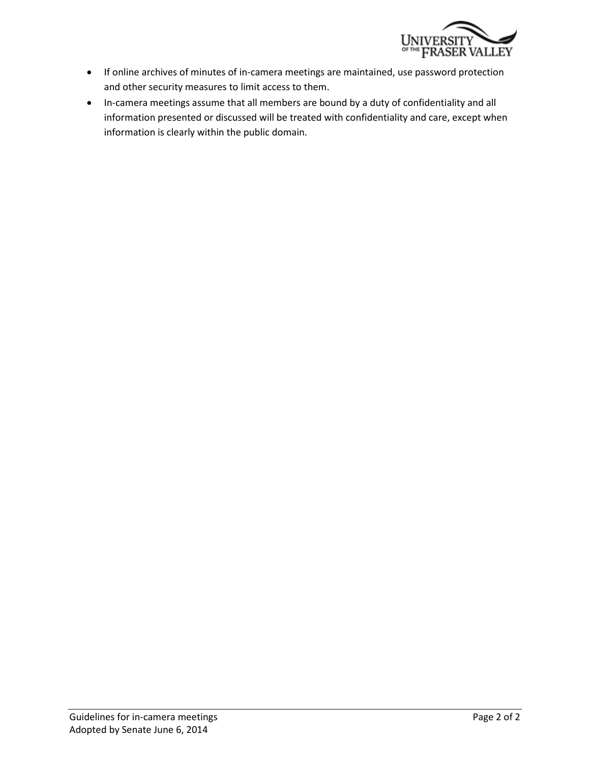- If online archives of minutes of in-camera meetings are maintained, use password protection and other security measures to limit access to them.
- In-camera meetings assume that all members are bound by a duty of confidentiality and all information presented or discussed will be treated with confidentiality and care, except when information is clearly within the public domain.